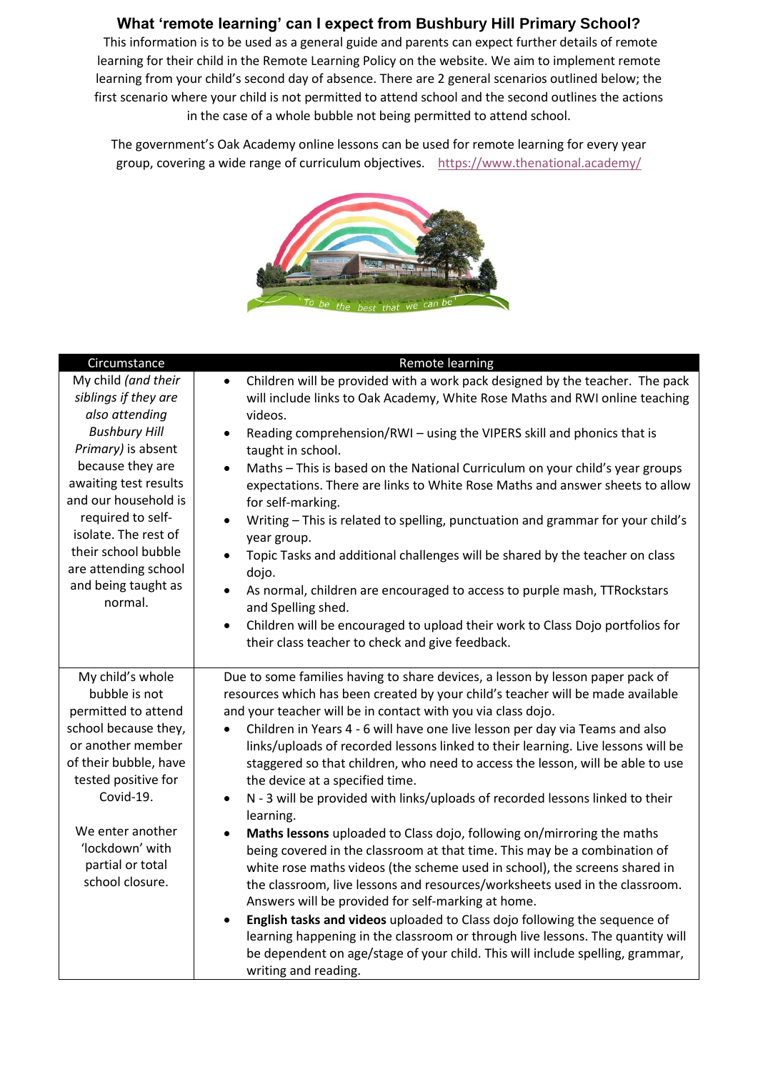# What 'remote learning' can I expect from Bushbury Hill Primary School?

This information is to be used as a general guide and parents can expect further details of remote learning for their child in the Remote Learning Policy on the website. We aim to implement remote learning from your child's second day of absence. There are 2 general scenarios outlined below; the first scenario where your child is not permitted to attend school and the second outlines the actions in the case of a whole bubble not being permitted to attend school.

The government's Oak Academy online lessons can be used for remote learning for every year group, covering a wide range of curriculum objectives. https://www.thenational.academy/

| Circumstance | Remote learning |
| --- | --- |
| My child *(and their siblings if they are also attending Bushbury Hill Primary)* is absent because they are awaiting test results and our household is required to self-isolate. The rest of their school bubble are attending school and being taught as normal. | • Children will be provided with a work pack designed by the teacher. The pack will include links to Oak Academy, White Rose Maths and RWI online teaching videos.<br>• Reading comprehension/RWI – using the VIPERS skill and phonics that is taught in school.<br>• Maths – This is based on the National Curriculum on your child's year groups expectations. There are links to White Rose Maths and answer sheets to allow for self-marking.<br>• Writing – This is related to spelling, punctuation and grammar for your child's year group.<br>• Topic Tasks and additional challenges will be shared by the teacher on class dojo.<br>• As normal, children are encouraged to access to purple mash, TTRockstars and Spelling shed.<br>• Children will be encouraged to upload their work to Class Dojo portfolios for their class teacher to check and give feedback. |
| My child's whole bubble is not permitted to attend school because they, or another member of their bubble, have tested positive for Covid-19.<br><br>We enter another 'lockdown' with partial or total school closure. | Due to some families having to share devices, a lesson by lesson paper pack of resources which has been created by your child's teacher will be made available and your teacher will be in contact with you via class dojo.<br>• Children in Years 4 - 6 will have one live lesson per day via Teams and also links/uploads of recorded lessons linked to their learning. Live lessons will be staggered so that children, who need to access the lesson, will be able to use the device at a specified time.<br>• N - 3 will be provided with links/uploads of recorded lessons linked to their learning.<br>• **Maths lessons** uploaded to Class dojo, following on/mirroring the maths being covered in the classroom at that time. This may be a combination of white rose maths videos (the scheme used in school), the screens shared in the classroom, live lessons and resources/worksheets used in the classroom. Answers will be provided for self-marking at home.<br>• **English tasks and videos** uploaded to Class dojo following the sequence of learning happening in the classroom or through live lessons. The quantity will be dependent on age/stage of your child. This will include spelling, grammar, writing and reading. |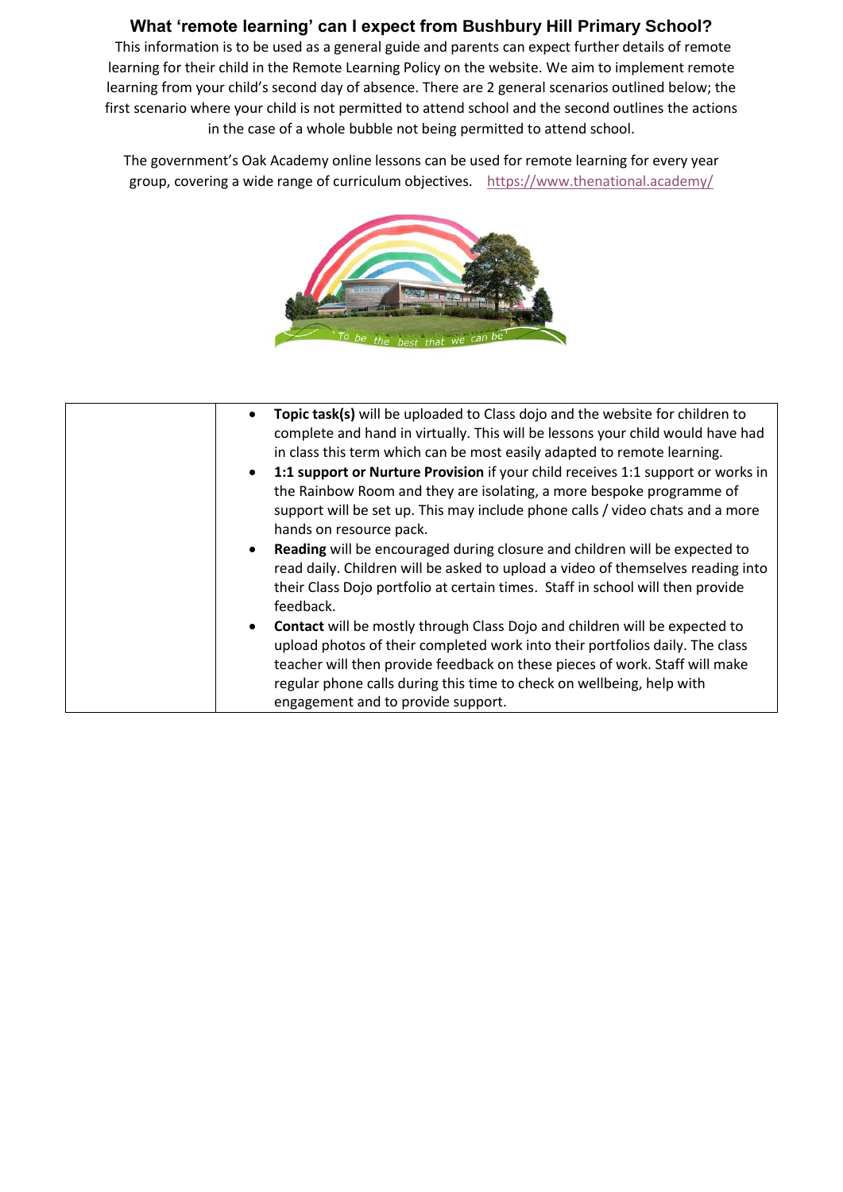## What 'remote learning' can I expect from Bushbury Hill Primary School?

This information is to be used as a general guide and parents can expect further details of remote learning for their child in the Remote Learning Policy on the website. We aim to implement remote learning from your child's second day of absence. There are 2 general scenarios outlined below; the first scenario where your child is not permitted to attend school and the second outlines the actions in the case of a whole bubble not being permitted to attend school.

The government's Oak Academy online lessons can be used for remote learning for every year group, covering a wide range of curriculum objectives. https://www.thenational.academy/

'To be the best that we can be'

| | |
|---|---|
| | • **Topic task(s)** will be uploaded to Class dojo and the website for children to complete and hand in virtually. This will be lessons your child would have had in class this term which can be most easily adapted to remote learning.<br>• **1:1 support or Nurture Provision** if your child receives 1:1 support or works in the Rainbow Room and they are isolating, a more bespoke programme of support will be set up. This may include phone calls / video chats and a more hands on resource pack.<br>• **Reading** will be encouraged during closure and children will be expected to read daily. Children will be asked to upload a video of themselves reading into their Class Dojo portfolio at certain times. Staff in school will then provide feedback.<br>• **Contact** will be mostly through Class Dojo and children will be expected to upload photos of their completed work into their portfolios daily. The class teacher will then provide feedback on these pieces of work. Staff will make regular phone calls during this time to check on wellbeing, help with engagement and to provide support. |